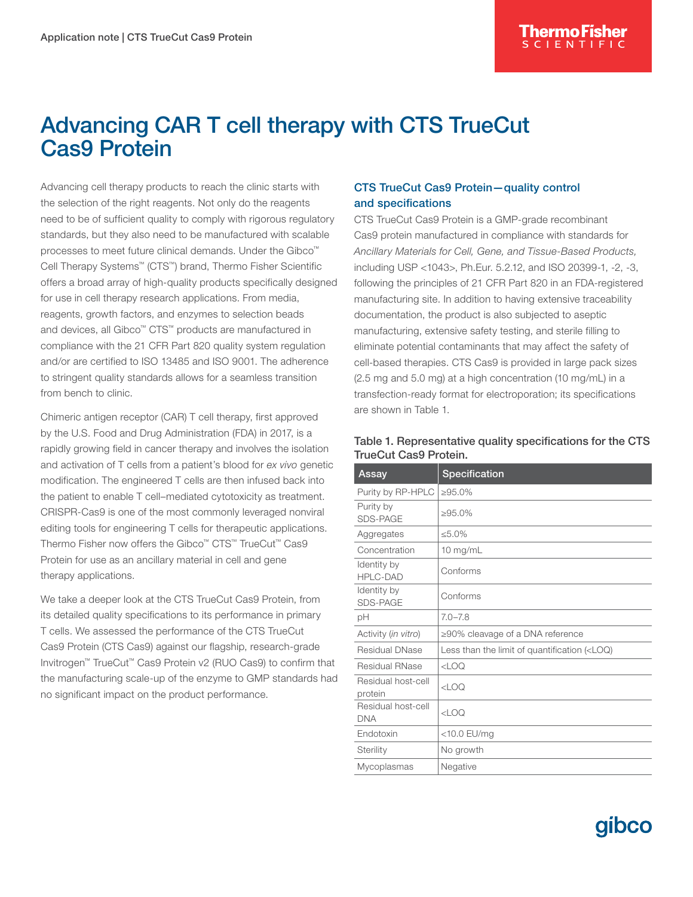# Advancing CAR T cell therapy with CTS TrueCut Cas9 Protein

Advancing cell therapy products to reach the clinic starts with the selection of the right reagents. Not only do the reagents need to be of sufficient quality to comply with rigorous regulatory standards, but they also need to be manufactured with scalable processes to meet future clinical demands. Under the Gibco™ Cell Therapy Systems™ (CTS™) brand, Thermo Fisher Scientific offers a broad array of high-quality products specifically designed for use in cell therapy research applications. From media, reagents, growth factors, and enzymes to selection beads and devices, all Gibco™ CTS™ products are manufactured in compliance with the 21 CFR Part 820 quality system regulation and/or are certified to ISO 13485 and ISO 9001. The adherence to stringent quality standards allows for a seamless transition from bench to clinic.

Chimeric antigen receptor (CAR) T cell therapy, first approved by the U.S. Food and Drug Administration (FDA) in 2017, is a rapidly growing field in cancer therapy and involves the isolation and activation of T cells from a patient's blood for *ex vivo* genetic modification. The engineered T cells are then infused back into the patient to enable T cell–mediated cytotoxicity as treatment. CRISPR-Cas9 is one of the most commonly leveraged nonviral editing tools for engineering T cells for therapeutic applications. Thermo Fisher now offers the Gibco™ CTS™ TrueCut™ Cas9 Protein for use as an ancillary material in cell and gene therapy applications.

We take a deeper look at the CTS TrueCut Cas9 Protein, from its detailed quality specifications to its performance in primary T cells. We assessed the performance of the CTS TrueCut Cas9 Protein (CTS Cas9) against our flagship, research-grade Invitrogen™ TrueCut™ Cas9 Protein v2 (RUO Cas9) to confirm that the manufacturing scale-up of the enzyme to GMP standards had no significant impact on the product performance.

## CTS TrueCut Cas9 Protein—quality control and specifications

CTS TrueCut Cas9 Protein is a GMP-grade recombinant Cas9 protein manufactured in compliance with standards for *Ancillary Materials for Cell, Gene, and Tissue-Based Products,* including USP <1043>, Ph.Eur. 5.2.12, and ISO 20399-1, -2, -3, following the principles of 21 CFR Part 820 in an FDA-registered manufacturing site. In addition to having extensive traceability documentation, the product is also subjected to aseptic manufacturing, extensive safety testing, and sterile filling to eliminate potential contaminants that may affect the safety of cell-based therapies. CTS Cas9 is provided in large pack sizes (2.5 mg and 5.0 mg) at a high concentration (10 mg/mL) in a transfection-ready format for electroporation; its specifications are shown in Table 1.

**Table 1. Representative quality specifications for the CTS TrueCut Cas9 Protein.**

| Assay | Specification |
|---|---|
| Purity by RP-HPLC | ≥95.0% |
| Purity by SDS-PAGE | ≥95.0% |
| Aggregates | ≤5.0% |
| Concentration | 10 mg/mL |
| Identity by HPLC-DAD | Conforms |
| Identity by SDS-PAGE | Conforms |
| pH | 7.0–7.8 |
| Activity (*in vitro*) | ≥90% cleavage of a DNA reference |
| Residual DNase | Less than the limit of quantification (<LOQ) |
| Residual RNase | <LOQ |
| Residual host-cell protein | <LOQ |
| Residual host-cell DNA | <LOQ |
| Endotoxin | <10.0 EU/mg |
| Sterility | No growth |
| Mycoplasmas | Negative |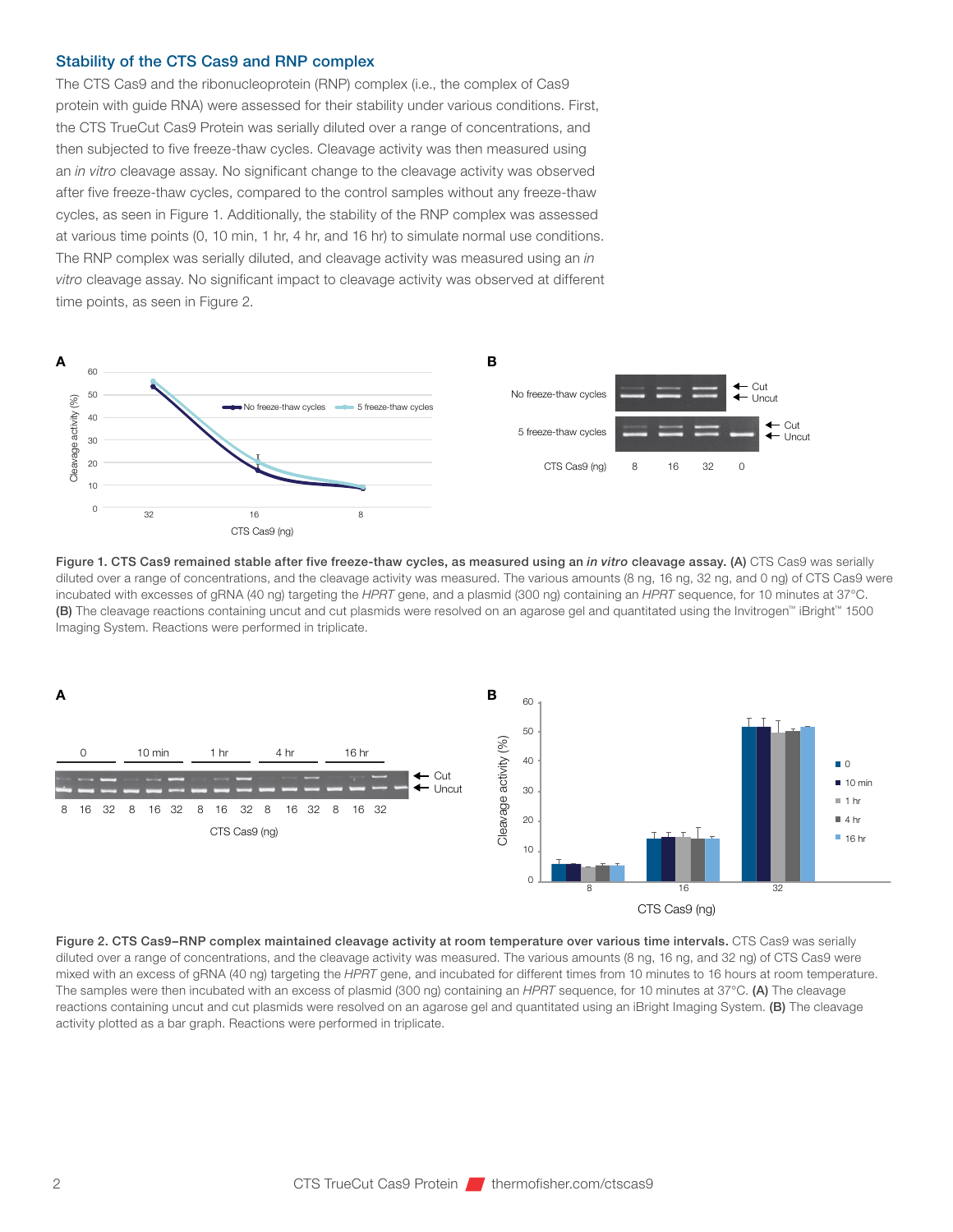## Stability of the CTS Cas9 and RNP complex

The CTS Cas9 and the ribonucleoprotein (RNP) complex (i.e., the complex of Cas9 protein with guide RNA) were assessed for their stability under various conditions. First, the CTS TrueCut Cas9 Protein was serially diluted over a range of concentrations, and then subjected to five freeze-thaw cycles. Cleavage activity was then measured using an *in vitro* cleavage assay. No significant change to the cleavage activity was observed after five freeze-thaw cycles, compared to the control samples without any freeze-thaw cycles, as seen in Figure 1. Additionally, the stability of the RNP complex was assessed at various time points (0, 10 min, 1 hr, 4 hr, and 16 hr) to simulate normal use conditions. The RNP complex was serially diluted, and cleavage activity was measured using an *in vitro* cleavage assay. No significant impact to cleavage activity was observed at different time points, as seen in Figure 2.

**Figure 1. CTS Cas9 remained stable after five freeze-thaw cycles, as measured using an *in vitro* cleavage assay. (A)** CTS Cas9 was serially diluted over a range of concentrations, and the cleavage activity was measured. The various amounts (8 ng, 16 ng, 32 ng, and 0 ng) of CTS Cas9 were incubated with excesses of gRNA (40 ng) targeting the *HPRT* gene, and a plasmid (300 ng) containing an *HPRT* sequence, for 10 minutes at 37°C. **(B)** The cleavage reactions containing uncut and cut plasmids were resolved on an agarose gel and quantitated using the Invitrogen™ iBright™ 1500 Imaging System. Reactions were performed in triplicate.

**Figure 2. CTS Cas9–RNP complex maintained cleavage activity at room temperature over various time intervals.** CTS Cas9 was serially diluted over a range of concentrations, and the cleavage activity was measured. The various amounts (8 ng, 16 ng, and 32 ng) of CTS Cas9 were mixed with an excess of gRNA (40 ng) targeting the *HPRT* gene, and incubated for different times from 10 minutes to 16 hours at room temperature. The samples were then incubated with an excess of plasmid (300 ng) containing an *HPRT* sequence, for 10 minutes at 37°C. **(A)** The cleavage reactions containing uncut and cut plasmids were resolved on an agarose gel and quantitated using an iBright Imaging System. **(B)** The cleavage activity plotted as a bar graph. Reactions were performed in triplicate.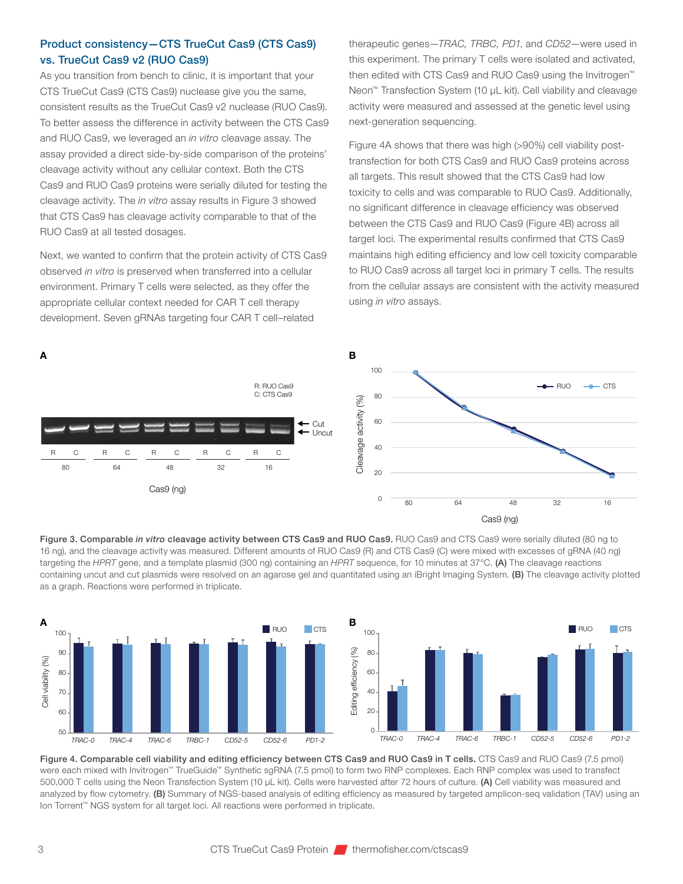## Product consistency—CTS TrueCut Cas9 (CTS Cas9) vs. TrueCut Cas9 v2 (RUO Cas9)

As you transition from bench to clinic, it is important that your CTS TrueCut Cas9 (CTS Cas9) nuclease give you the same, consistent results as the TrueCut Cas9 v2 nuclease (RUO Cas9). To better assess the difference in activity between the CTS Cas9 and RUO Cas9, we leveraged an *in vitro* cleavage assay. The assay provided a direct side-by-side comparison of the proteins' cleavage activity without any cellular context. Both the CTS Cas9 and RUO Cas9 proteins were serially diluted for testing the cleavage activity. The *in vitro* assay results in Figure 3 showed that CTS Cas9 has cleavage activity comparable to that of the RUO Cas9 at all tested dosages.

Next, we wanted to confirm that the protein activity of CTS Cas9 observed *in vitro* is preserved when transferred into a cellular environment. Primary T cells were selected, as they offer the appropriate cellular context needed for CAR T cell therapy development. Seven gRNAs targeting four CAR T cell–related therapeutic genes—*TRAC, TRBC, PD1*, and *CD52*—were used in this experiment. The primary T cells were isolated and activated, then edited with CTS Cas9 and RUO Cas9 using the Invitrogen™ Neon™ Transfection System (10 µL kit). Cell viability and cleavage activity were measured and assessed at the genetic level using next-generation sequencing.

Figure 4A shows that there was high (>90%) cell viability post-transfection for both CTS Cas9 and RUO Cas9 proteins across all targets. This result showed that the CTS Cas9 had low toxicity to cells and was comparable to RUO Cas9. Additionally, no significant difference in cleavage efficiency was observed between the CTS Cas9 and RUO Cas9 (Figure 4B) across all target loci. The experimental results confirmed that CTS Cas9 maintains high editing efficiency and low cell toxicity comparable to RUO Cas9 across all target loci in primary T cells. The results from the cellular assays are consistent with the activity measured using *in vitro* assays.

**Figure 3. Comparable *in vitro* cleavage activity between CTS Cas9 and RUO Cas9.** RUO Cas9 and CTS Cas9 were serially diluted (80 ng to 16 ng), and the cleavage activity was measured. Different amounts of RUO Cas9 (R) and CTS Cas9 (C) were mixed with excesses of gRNA (40 ng) targeting the *HPRT* gene, and a template plasmid (300 ng) containing an *HPRT* sequence, for 10 minutes at 37°C. **(A)** The cleavage reactions containing uncut and cut plasmids were resolved on an agarose gel and quantitated using an iBright Imaging System. **(B)** The cleavage activity plotted as a graph. Reactions were performed in triplicate.

**Figure 4. Comparable cell viability and editing efficiency between CTS Cas9 and RUO Cas9 in T cells.** CTS Cas9 and RUO Cas9 (7.5 pmol) were each mixed with Invitrogen™ TrueGuide™ Synthetic sgRNA (7.5 pmol) to form two RNP complexes. Each RNP complex was used to transfect 500,000 T cells using the Neon Transfection System (10 µL kit). Cells were harvested after 72 hours of culture. **(A)** Cell viability was measured and analyzed by flow cytometry. **(B)** Summary of NGS-based analysis of editing efficiency as measured by targeted amplicon-seq validation (TAV) using an Ion Torrent™ NGS system for all target loci. All reactions were performed in triplicate.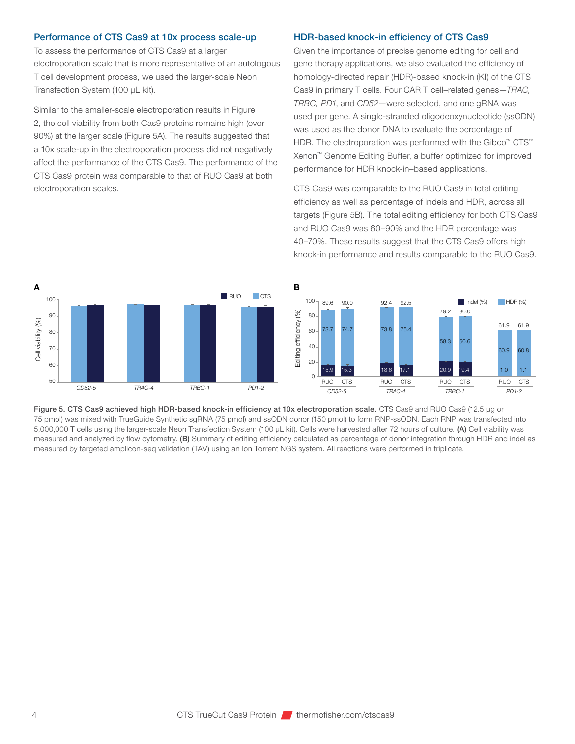## Performance of CTS Cas9 at 10x process scale-up

To assess the performance of CTS Cas9 at a larger electroporation scale that is more representative of an autologous T cell development process, we used the larger-scale Neon Transfection System (100 µL kit).

Similar to the smaller-scale electroporation results in Figure 2, the cell viability from both Cas9 proteins remains high (over 90%) at the larger scale (Figure 5A). The results suggested that a 10x scale-up in the electroporation process did not negatively affect the performance of the CTS Cas9. The performance of the CTS Cas9 protein was comparable to that of RUO Cas9 at both electroporation scales.

## HDR-based knock-in efficiency of CTS Cas9

Given the importance of precise genome editing for cell and gene therapy applications, we also evaluated the efficiency of homology-directed repair (HDR)-based knock-in (KI) of the CTS Cas9 in primary T cells. Four CAR T cell–related genes—*TRAC, TRBC, PD1*, and *CD52*—were selected, and one gRNA was used per gene. A single-stranded oligodeoxynucleotide (ssODN) was used as the donor DNA to evaluate the percentage of HDR. The electroporation was performed with the Gibco™ CTS™ Xenon™ Genome Editing Buffer, a buffer optimized for improved performance for HDR knock-in–based applications.

CTS Cas9 was comparable to the RUO Cas9 in total editing efficiency as well as percentage of indels and HDR, across all targets (Figure 5B). The total editing efficiency for both CTS Cas9 and RUO Cas9 was 60–90% and the HDR percentage was 40–70%. These results suggest that the CTS Cas9 offers high knock-in performance and results comparable to the RUO Cas9.

**Figure 5. CTS Cas9 achieved high HDR-based knock-in efficiency at 10x electroporation scale.** CTS Cas9 and RUO Cas9 (12.5 µg or 75 pmol) was mixed with TrueGuide Synthetic sgRNA (75 pmol) and ssODN donor (150 pmol) to form RNP-ssODN. Each RNP was transfected into 5,000,000 T cells using the larger-scale Neon Transfection System (100 µL kit). Cells were harvested after 72 hours of culture. **(A)** Cell viability was measured and analyzed by flow cytometry. **(B)** Summary of editing efficiency calculated as percentage of donor integration through HDR and indel as measured by targeted amplicon-seq validation (TAV) using an Ion Torrent NGS system. All reactions were performed in triplicate.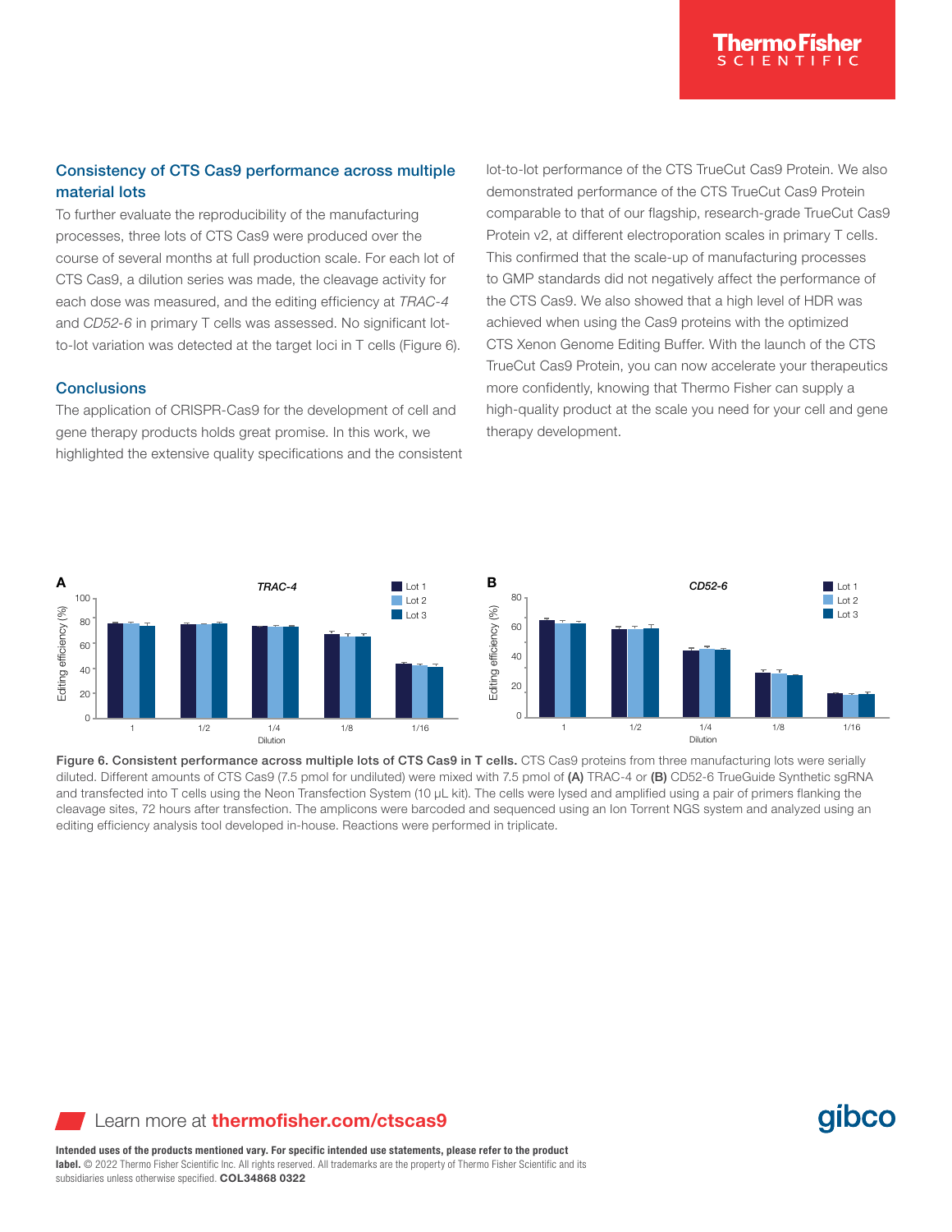## Consistency of CTS Cas9 performance across multiple material lots

To further evaluate the reproducibility of the manufacturing processes, three lots of CTS Cas9 were produced over the course of several months at full production scale. For each lot of CTS Cas9, a dilution series was made, the cleavage activity for each dose was measured, and the editing efficiency at *TRAC-4* and *CD52-6* in primary T cells was assessed. No significant lot-to-lot variation was detected at the target loci in T cells (Figure 6).

## Conclusions

The application of CRISPR-Cas9 for the development of cell and gene therapy products holds great promise. In this work, we highlighted the extensive quality specifications and the consistent lot-to-lot performance of the CTS TrueCut Cas9 Protein. We also demonstrated performance of the CTS TrueCut Cas9 Protein comparable to that of our flagship, research-grade TrueCut Cas9 Protein v2, at different electroporation scales in primary T cells. This confirmed that the scale-up of manufacturing processes to GMP standards did not negatively affect the performance of the CTS Cas9. We also showed that a high level of HDR was achieved when using the Cas9 proteins with the optimized CTS Xenon Genome Editing Buffer. With the launch of the CTS TrueCut Cas9 Protein, you can now accelerate your therapeutics more confidently, knowing that Thermo Fisher can supply a high-quality product at the scale you need for your cell and gene therapy development.

A

*TRAC-4*

Lot 1
Lot 2
Lot 3

Editing efficiency (%)

0
20
40
60
80
100

1
1/2
1/4
1/8
1/16

Dilution

B

*CD52-6*

Lot 1
Lot 2
Lot 3

Editing efficiency (%)

0
20
40
60
80

1
1/2
1/4
1/8
1/16

Dilution

**Figure 6. Consistent performance across multiple lots of CTS Cas9 in T cells.** CTS Cas9 proteins from three manufacturing lots were serially diluted. Different amounts of CTS Cas9 (7.5 pmol for undiluted) were mixed with 7.5 pmol of **(A)** TRAC-4 or **(B)** CD52-6 TrueGuide Synthetic sgRNA and transfected into T cells using the Neon Transfection System (10 µL kit). The cells were lysed and amplified using a pair of primers flanking the cleavage sites, 72 hours after transfection. The amplicons were barcoded and sequenced using an Ion Torrent NGS system and analyzed using an editing efficiency analysis tool developed in-house. Reactions were performed in triplicate.

Learn more at **thermofisher.com/ctscas9**

**Intended uses of the products mentioned vary. For specific intended use statements, please refer to the product label.** © 2022 Thermo Fisher Scientific Inc. All rights reserved. All trademarks are the property of Thermo Fisher Scientific and its subsidiaries unless otherwise specified. **COL34868 0322**